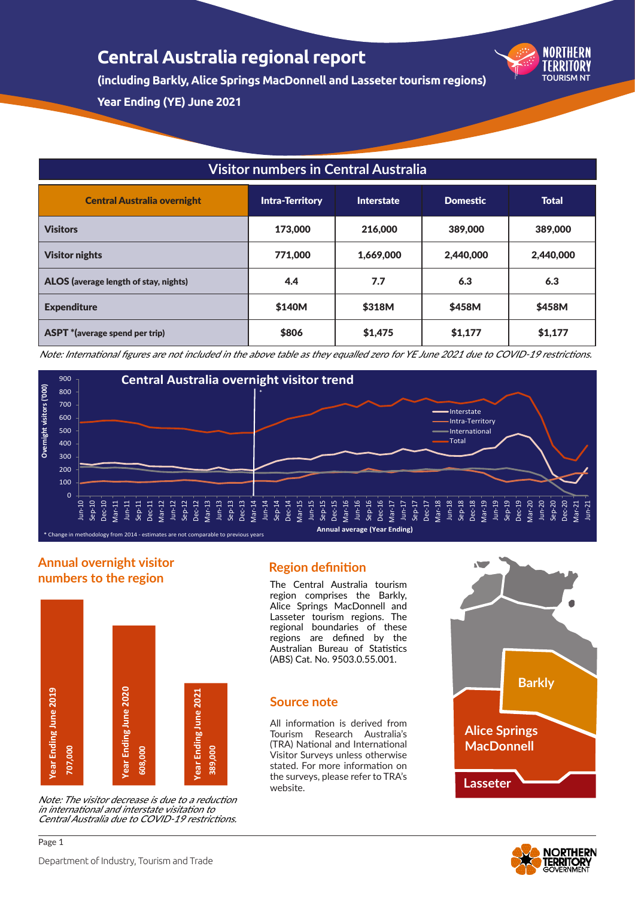# Central Australia regional report

**(including Barkly, Alice Springs MacDonnell and Lasseter tourism regions)**

**Year Ending (YE) June 2021**

## Visitor numbers in Central Australia

| Central Australia overnight | Intra-Territory | Interstate | Domestic | Total |
|---|---|---|---|---|
| **Visitors** | 173,000 | 216,000 | 389,000 | 389,000 |
| **Visitor nights** | 771,000 | 1,669,000 | 2,440,000 | 2,440,000 |
| **ALOS** (average length of stay, nights) | 4.4 | 7.7 | 6.3 | 6.3 |
| **Expenditure** | $140M | $318M | $458M | $458M |
| **ASPT** *(average spend per trip) | $806 | $1,475 | $1,177 | $1,177 |

*Note: International figures are not included in the above table as they equalled zero for YE June 2021 due to COVID-19 restrictions.*

### Central Australia overnight visitor trend

\* Change in methodology from 2014 - estimates are not comparable to previous years

### Annual overnight visitor numbers to the region

| Year Ending | Visitors |
|---|---|
| Year Ending June 2019 | 707,000 |
| Year Ending June 2020 | 608,000 |
| Year Ending June 2021 | 389,000 |

*Note: The visitor decrease is due to a reduction in international and interstate visitation to Central Australia due to COVID-19 restrictions.*

### Region definition

The Central Australia tourism region comprises the Barkly, Alice Springs MacDonnell and Lasseter tourism regions. The regional boundaries of these regions are defined by the Australian Bureau of Statistics (ABS) Cat. No. 9503.0.55.001.

### Source note

All information is derived from Tourism Research Australia's (TRA) National and International Visitor Surveys unless otherwise stated. For more information on the surveys, please refer to TRA's website.

Department of Industry, Tourism and Trade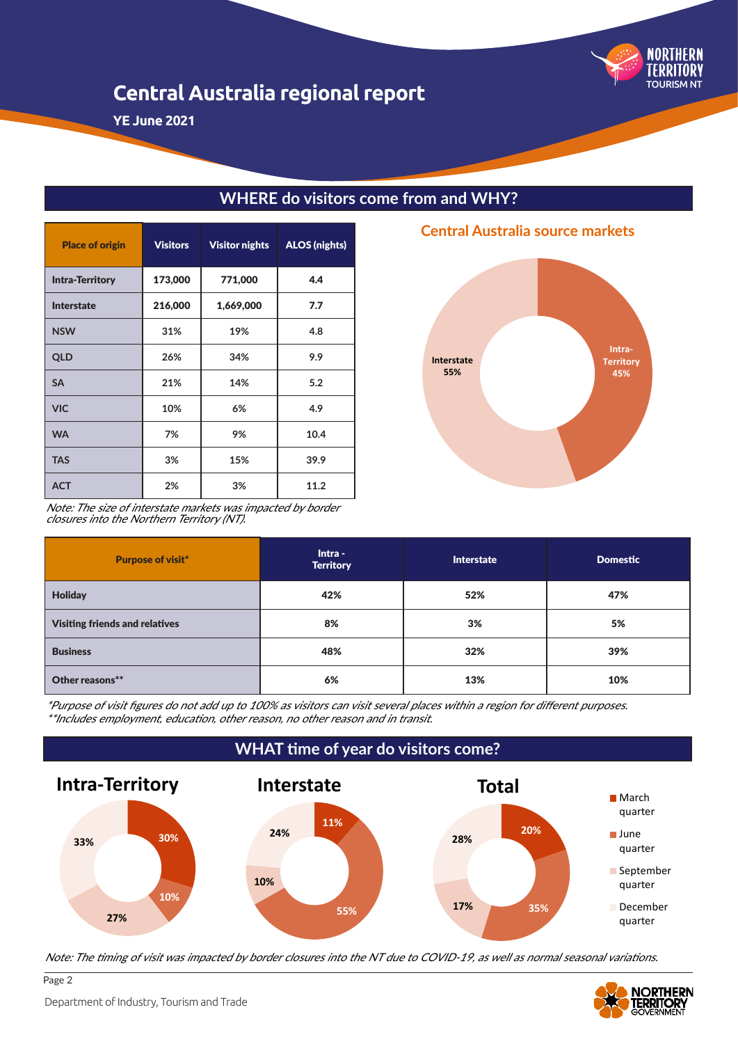# Central Australia regional report

**YE June 2021**

## WHERE do visitors come from and WHY?

| Place of origin | Visitors | Visitor nights | ALOS (nights) |
|---|---|---|---|
| Intra-Territory | 173,000 | 771,000 | 4.4 |
| Interstate | 216,000 | 1,669,000 | 7.7 |
| NSW | 31% | 19% | 4.8 |
| QLD | 26% | 34% | 9.9 |
| SA | 21% | 14% | 5.2 |
| VIC | 10% | 6% | 4.9 |
| WA | 7% | 9% | 10.4 |
| TAS | 3% | 15% | 39.9 |
| ACT | 2% | 3% | 11.2 |

*Note: The size of interstate markets was impacted by border closures into the Northern Territory (NT).*

### Central Australia source markets

Interstate 55%

Intra-Territory 45%

| Purpose of visit* | Intra - Territory | Interstate | Domestic |
|---|---|---|---|
| Holiday | 42% | 52% | 47% |
| Visiting friends and relatives | 8% | 3% | 5% |
| Business | 48% | 32% | 39% |
| Other reasons** | 6% | 13% | 10% |

*\*Purpose of visit figures do not add up to 100% as visitors can visit several places within a region for different purposes.*
*\*\*Includes employment, education, other reason, no other reason and in transit.*

## WHAT time of year do visitors come?

| | Intra-Territory | Interstate | Total |
|---|---|---|---|
| March quarter | 30% | 11% | 20% |
| June quarter | 10% | 55% | 35% |
| September quarter | 27% | 10% | 17% |
| December quarter | 33% | 24% | 28% |

*Note: The timing of visit was impacted by border closures into the NT due to COVID-19, as well as normal seasonal variations.*

Department of Industry, Tourism and Trade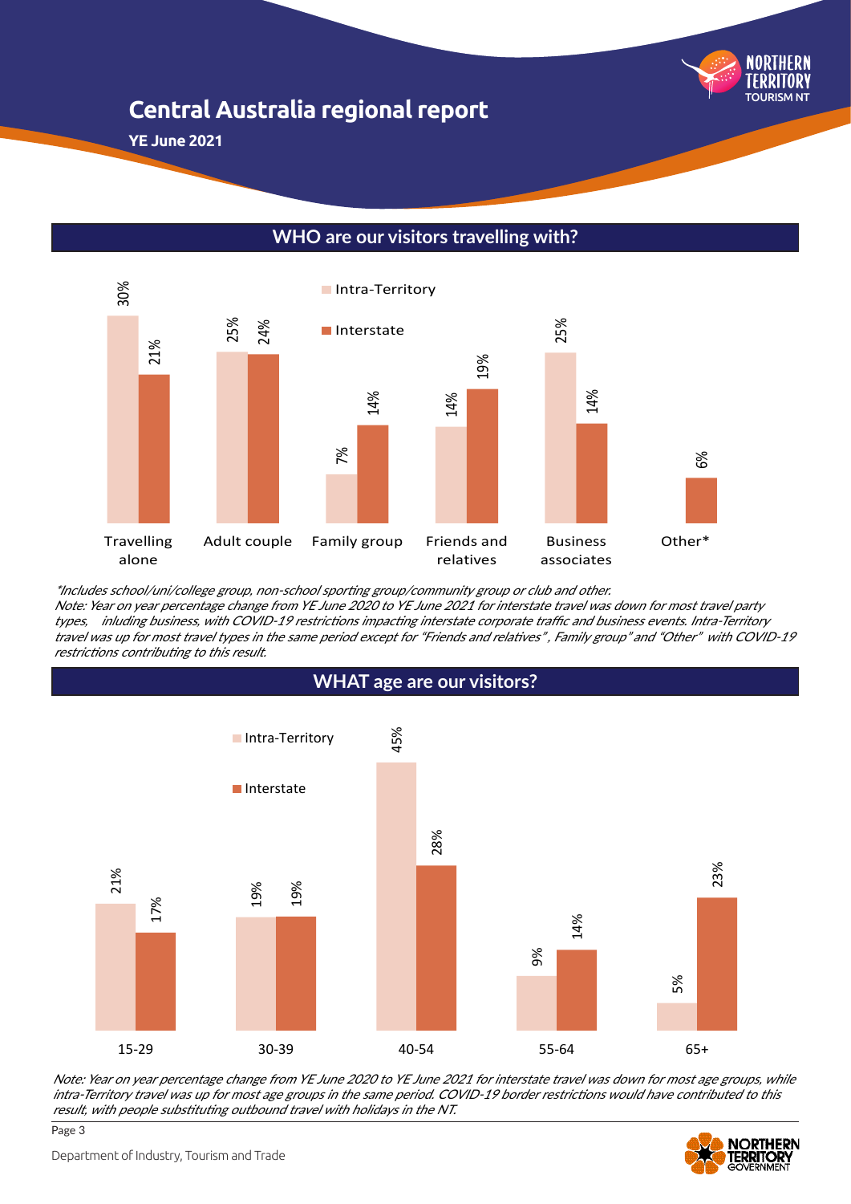# Central Australia regional report

**YE June 2021**

## WHO are our visitors travelling with?

| | Intra-Territory | Interstate |
|---|---|---|
| Travelling alone | 30% | 21% |
| Adult couple | 25% | 24% |
| Family group | 7% | 14% |
| Friends and relatives | 14% | 19% |
| Business associates | 25% | 14% |
| Other* | | 6% |

*\*Includes school/uni/college group, non-school sporting group/community group or club and other.*
*Note: Year on year percentage change from YE June 2020 to YE June 2021 for interstate travel was down for most travel party types, inluding business, with COVID-19 restrictions impacting interstate corporate traffic and business events. Intra-Territory travel was up for most travel types in the same period except for "Friends and relatives", Family group" and "Other" with COVID-19 restrictions contributing to this result.*

## WHAT age are our visitors?

| | Intra-Territory | Interstate |
|---|---|---|
| 15-29 | 21% | 17% |
| 30-39 | 19% | 19% |
| 40-54 | 45% | 28% |
| 55-64 | 9% | 14% |
| 65+ | 5% | 23% |

*Note: Year on year percentage change from YE June 2020 to YE June 2021 for interstate travel was down for most age groups, while intra-Territory travel was up for most age groups in the same period. COVID-19 border restrictions would have contributed to this result, with people substituting outbound travel with holidays in the NT.*

Department of Industry, Tourism and Trade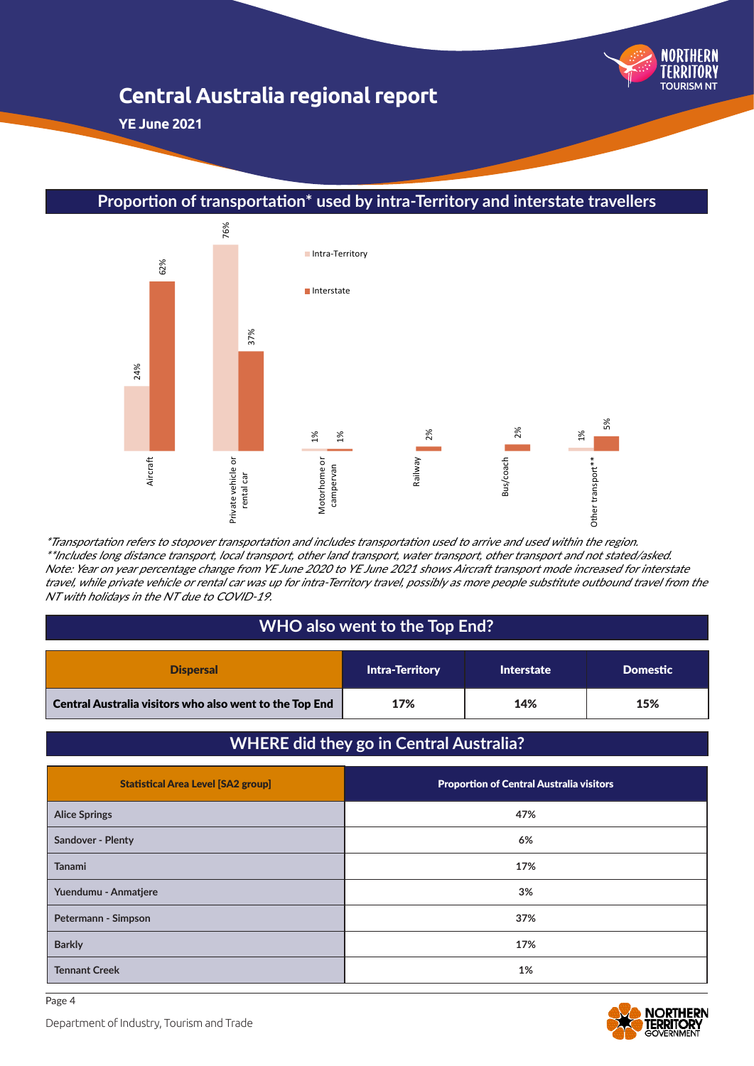# Central Australia regional report

**YE June 2021**

## Proportion of transportation* used by intra-Territory and interstate travellers

| Transport | Intra-Territory | Interstate |
|---|---|---|
| Aircraft | 24% | 62% |
| Private vehicle or rental car | 76% | 37% |
| Motorhome or campervan | 1% | 1% |
| Railway | | 2% |
| Bus/coach | | 2% |
| Other transport** | 1% | 5% |

*\*Transportation refers to stopover transportation and includes transportation used to arrive and used within the region.*
*\*\*Includes long distance transport, local transport, other land transport, water transport, other transport and not stated/asked.*
*Note: Year on year percentage change from YE June 2020 to YE June 2021 shows Aircraft transport mode increased for interstate travel, while private vehicle or rental car was up for intra-Territory travel, possibly as more people substitute outbound travel from the NT with holidays in the NT due to COVID-19.*

## WHO also went to the Top End?

| Dispersal | Intra-Territory | Interstate | Domestic |
|---|---|---|---|
| Central Australia visitors who also went to the Top End | 17% | 14% | 15% |

## WHERE did they go in Central Australia?

| Statistical Area Level [SA2 group] | Proportion of Central Australia visitors |
|---|---|
| Alice Springs | 47% |
| Sandover - Plenty | 6% |
| Tanami | 17% |
| Yuendumu - Anmatjere | 3% |
| Petermann - Simpson | 37% |
| Barkly | 17% |
| Tennant Creek | 1% |

Department of Industry, Tourism and Trade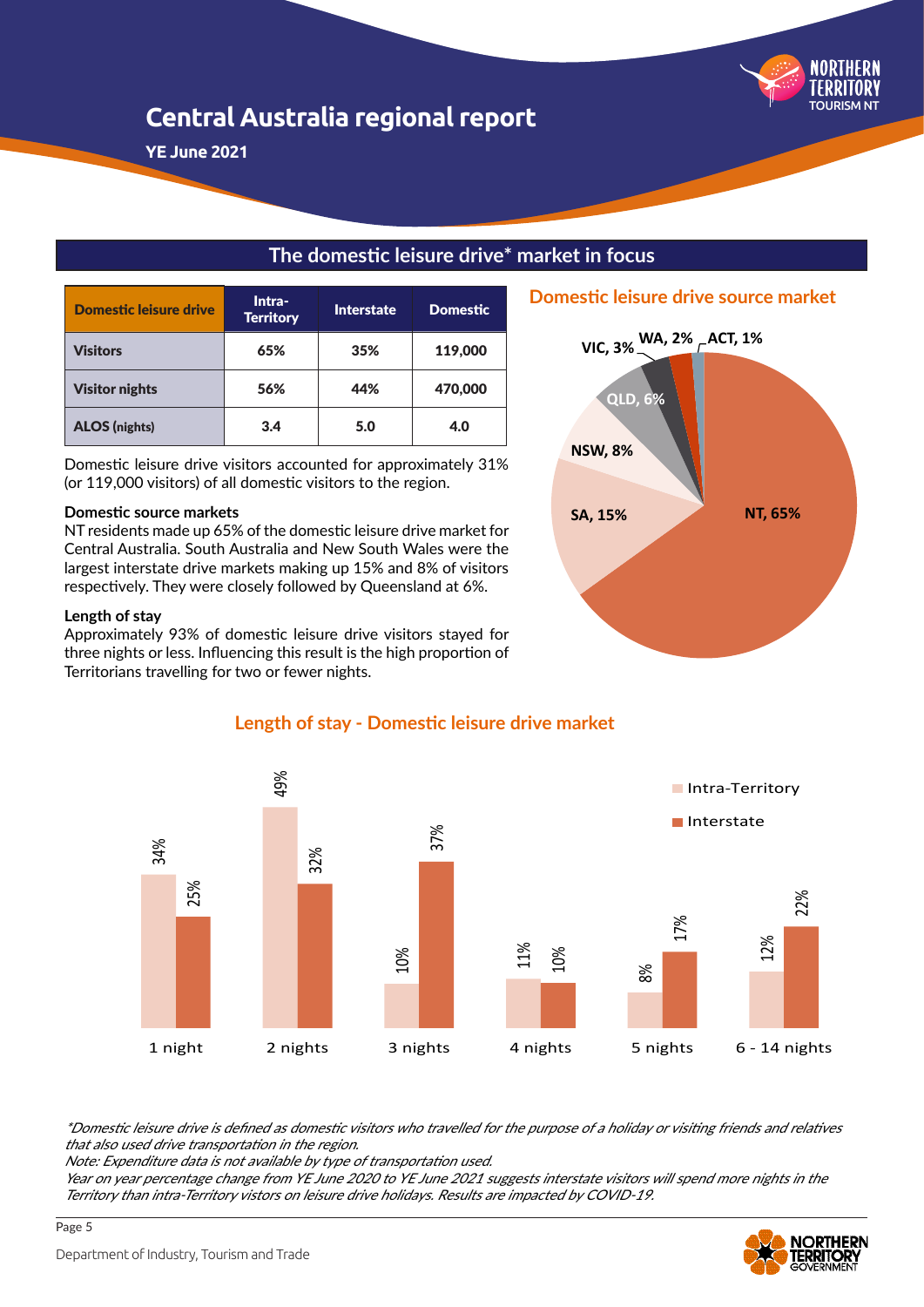# Central Australia regional report

**YE June 2021**

## The domestic leisure drive* market in focus

| Domestic leisure drive | Intra-Territory | Interstate | Domestic |
|---|---|---|---|
| **Visitors** | 65% | 35% | 119,000 |
| **Visitor nights** | 56% | 44% | 470,000 |
| **ALOS (nights)** | 3.4 | 5.0 | 4.0 |

Domestic leisure drive visitors accounted for approximately 31% (or 119,000 visitors) of all domestic visitors to the region.

### Domestic source markets

NT residents made up 65% of the domestic leisure drive market for Central Australia. South Australia and New South Wales were the largest interstate drive markets making up 15% and 8% of visitors respectively. They were closely followed by Queensland at 6%.

### Length of stay

Approximately 93% of domestic leisure drive visitors stayed for three nights or less. Influencing this result is the high proportion of Territorians travelling for two or fewer nights.

### Domestic leisure drive source market

| Source | Share |
|---|---|
| NT | 65% |
| SA | 15% |
| NSW | 8% |
| QLD | 6% |
| VIC | 3% |
| WA | 2% |
| ACT | 1% |

### Length of stay - Domestic leisure drive market

| | Intra-Territory | Interstate |
|---|---|---|
| 1 night | 34% | 25% |
| 2 nights | 49% | 32% |
| 3 nights | 10% | 37% |
| 4 nights | 11% | 10% |
| 5 nights | 8% | 17% |
| 6 - 14 nights | 12% | 22% |

*\*Domestic leisure drive is defined as domestic visitors who travelled for the purpose of a holiday or visiting friends and relatives that also used drive transportation in the region.*

*Note: Expenditure data is not available by type of transportation used.*

*Year on year percentage change from YE June 2020 to YE June 2021 suggests interstate visitors will spend more nights in the Territory than intra-Territory vistors on leisure drive holidays. Results are impacted by COVID-19.*

Department of Industry, Tourism and Trade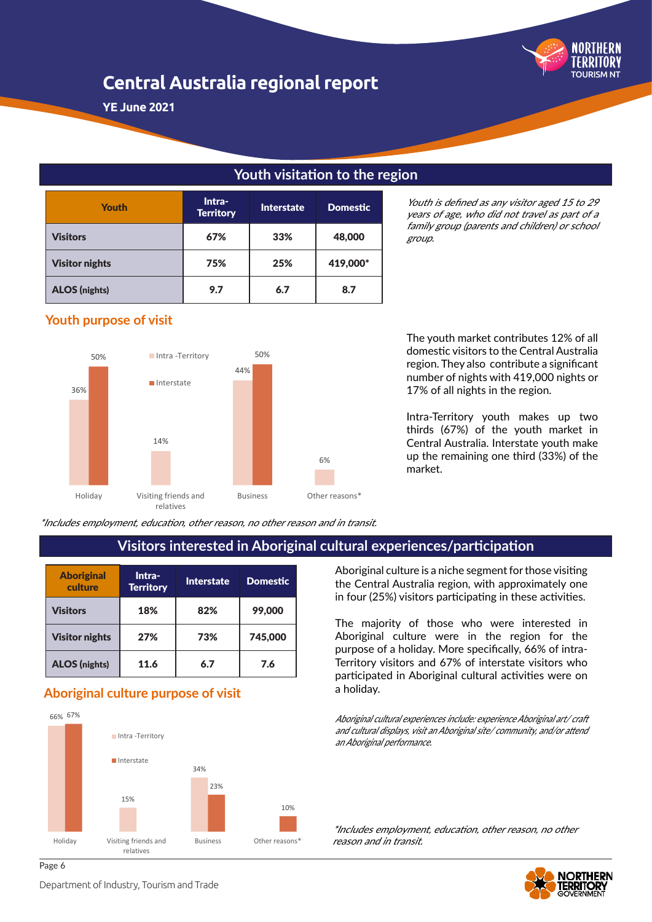# Central Australia regional report

**YE June 2021**

## Youth visitation to the region

| Youth | Intra-Territory | Interstate | Domestic |
|---|---|---|---|
| **Visitors** | 67% | 33% | 48,000 |
| **Visitor nights** | 75% | 25% | 419,000* |
| **ALOS (nights)** | 9.7 | 6.7 | 8.7 |

*Youth is defined as any visitor aged 15 to 29 years of age, who did not travel as part of a family group (parents and children) or school group.*

### Youth purpose of visit

| Purpose | Intra-Territory | Interstate |
|---|---|---|
| Holiday | 36% | 50% |
| Visiting friends and relatives | 14% | |
| Business | 44% | 50% |
| Other reasons* | 6% | |

*\*Includes employment, education, other reason, no other reason and in transit.*

The youth market contributes 12% of all domestic visitors to the Central Australia region. They also contribute a significant number of nights with 419,000 nights or 17% of all nights in the region.

Intra-Territory youth makes up two thirds (67%) of the youth market in Central Australia. Interstate youth make up the remaining one third (33%) of the market.

## Visitors interested in Aboriginal cultural experiences/participation

| Aboriginal culture | Intra-Territory | Interstate | Domestic |
|---|---|---|---|
| **Visitors** | 18% | 82% | 99,000 |
| **Visitor nights** | 27% | 73% | 745,000 |
| **ALOS (nights)** | 11.6 | 6.7 | 7.6 |

Aboriginal culture is a niche segment for those visiting the Central Australia region, with approximately one in four (25%) visitors participating in these activities.

The majority of those who were interested in Aboriginal culture were in the region for the purpose of a holiday. More specifically, 66% of intra-Territory visitors and 67% of interstate visitors who participated in Aboriginal cultural activities were on a holiday.

*Aboriginal cultural experiences include: experience Aboriginal art/ craft and cultural displays, visit an Aboriginal site/ community, and/or attend an Aboriginal performance.*

### Aboriginal culture purpose of visit

| Purpose | Intra-Territory | Interstate |
|---|---|---|
| Holiday | 66% | 67% |
| Visiting friends and relatives | 15% | |
| Business | 34% | 23% |
| Other reasons* | | 10% |

*\*Includes employment, education, other reason, no other reason and in transit.*

Department of Industry, Tourism and Trade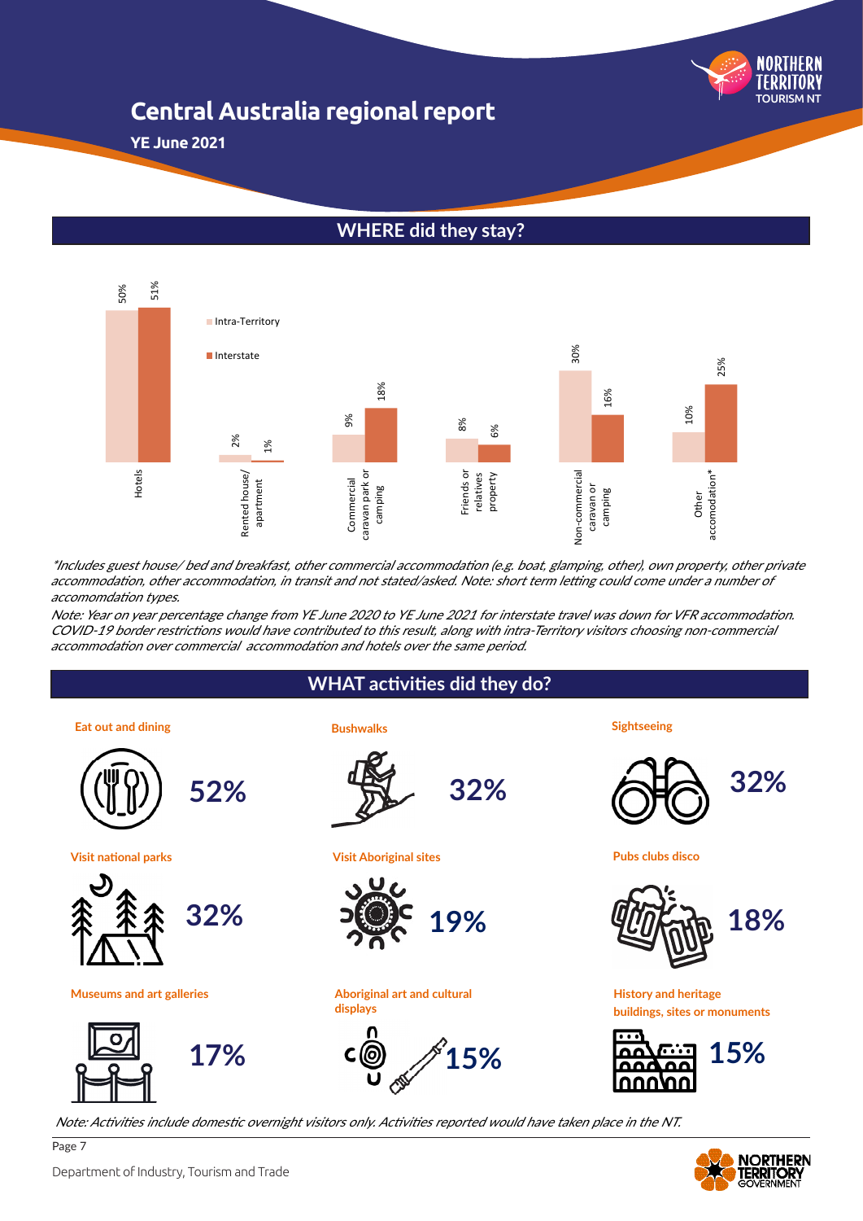# Central Australia regional report

**YE June 2021**

## WHERE did they stay?

| Accommodation | Intra-Territory | Interstate |
|---|---|---|
| Hotels | 50% | 51% |
| Rented house/ apartment | 2% | 1% |
| Commercial caravan park or camping | 9% | 18% |
| Friends or relatives property | 8% | 6% |
| Non-commercial caravan or camping | 30% | 16% |
| Other accomodation* | 10% | 25% |

*\*Includes guest house/ bed and breakfast, other commercial accommodation (e.g. boat, glamping, other), own property, other private accommodation, other accommodation, in transit and not stated/asked. Note: short term letting could come under a number of accomomdation types.*

*Note: Year on year percentage change from YE June 2020 to YE June 2021 for interstate travel was down for VFR accommodation. COVID-19 border restrictions would have contributed to this result, along with intra-Territory visitors choosing non-commercial accommodation over commercial accommodation and hotels over the same period.*

## WHAT activities did they do?

| Activity | % |
|---|---|
| Eat out and dining | 52% |
| Bushwalks | 32% |
| Sightseeing | 32% |
| Visit national parks | 32% |
| Visit Aboriginal sites | 19% |
| Pubs clubs disco | 18% |
| Museums and art galleries | 17% |
| Aboriginal art and cultural displays | 15% |
| History and heritage buildings, sites or monuments | 15% |

*Note: Activities include domestic overnight visitors only. Activities reported would have taken place in the NT.*

Department of Industry, Tourism and Trade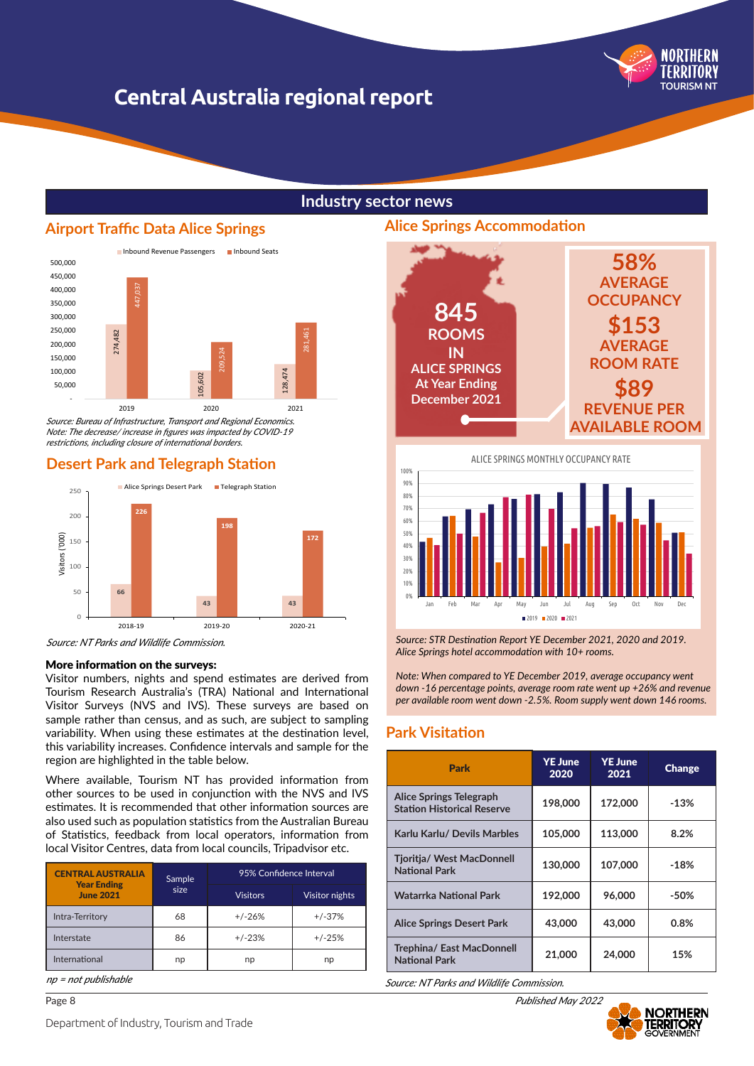# Central Australia regional report

## Industry sector news

### Airport Traffic Data Alice Springs

Inbound Revenue Passengers
Inbound Seats

500,000
450,000
400,000
350,000
300,000
250,000
200,000
150,000
100,000
50,000
-

274,482
447,037
105,602
209,524
128,474
281,461

2019
2020
2021

*Source: Bureau of Infrastructure, Transport and Regional Economics.*
*Note: The decrease/ increase in figures was impacted by COVID-19 restrictions, including closure of international borders.*

### Desert Park and Telegraph Station

Alice Springs Desert Park
Telegraph Station

Visitors ('000)

250
200
150
100
50
0

66
226
43
198
43
172

2018-19
2019-20
2020-21

*Source: NT Parks and Wildlife Commission.*

**More information on the surveys:**

Visitor numbers, nights and spend estimates are derived from Tourism Research Australia's (TRA) National and International Visitor Surveys (NVS and IVS). These surveys are based on sample rather than census, and as such, are subject to sampling variability. When using these estimates at the destination level, this variability increases. Confidence intervals and sample for the region are highlighted in the table below.

Where available, Tourism NT has provided information from other sources to be used in conjunction with the NVS and IVS estimates. It is recommended that other information sources are also used such as population statistics from the Australian Bureau of Statistics, feedback from local operators, information from local Visitor Centres, data from local councils, Tripadvisor etc.

| CENTRAL AUSTRALIA Year Ending June 2021 | Sample size | 95% Confidence Interval | |
|---|---|---|---|
| | | Visitors | Visitor nights |
| Intra-Territory | 68 | +/-26% | +/-37% |
| Interstate | 86 | +/-23% | +/-25% |
| International | np | np | np |

*np = not publishable*

### Alice Springs Accommodation

845 ROOMS IN ALICE SPRINGS At Year Ending December 2021

58% AVERAGE OCCUPANCY

$153 AVERAGE ROOM RATE

$89 REVENUE PER AVAILABLE ROOM

ALICE SPRINGS MONTHLY OCCUPANCY RATE

100%
90%
80%
70%
60%
50%
40%
30%
20%
10%
0%

Jan
Feb
Mar
Apr
May
Jun
Jul
Aug
Sep
Oct
Nov
Dec

2019
2020
2021

*Source: STR Destination Report YE December 2021, 2020 and 2019. Alice Springs hotel accommodation with 10+ rooms.*

*Note: When compared to YE December 2019, average occupancy went down -16 percentage points, average room rate went up +26% and revenue per available room went down -2.5%. Room supply went down 146 rooms.*

### Park Visitation

| Park | YE June 2020 | YE June 2021 | Change |
|---|---|---|---|
| Alice Springs Telegraph Station Historical Reserve | 198,000 | 172,000 | -13% |
| Karlu Karlu/ Devils Marbles | 105,000 | 113,000 | 8.2% |
| Tjoritja/ West MacDonnell National Park | 130,000 | 107,000 | -18% |
| Watarrka National Park | 192,000 | 96,000 | -50% |
| Alice Springs Desert Park | 43,000 | 43,000 | 0.8% |
| Trephina/ East MacDonnell National Park | 21,000 | 24,000 | 15% |

*Source: NT Parks and Wildlife Commission.*

*Published May 2022*

Department of Industry, Tourism and Trade